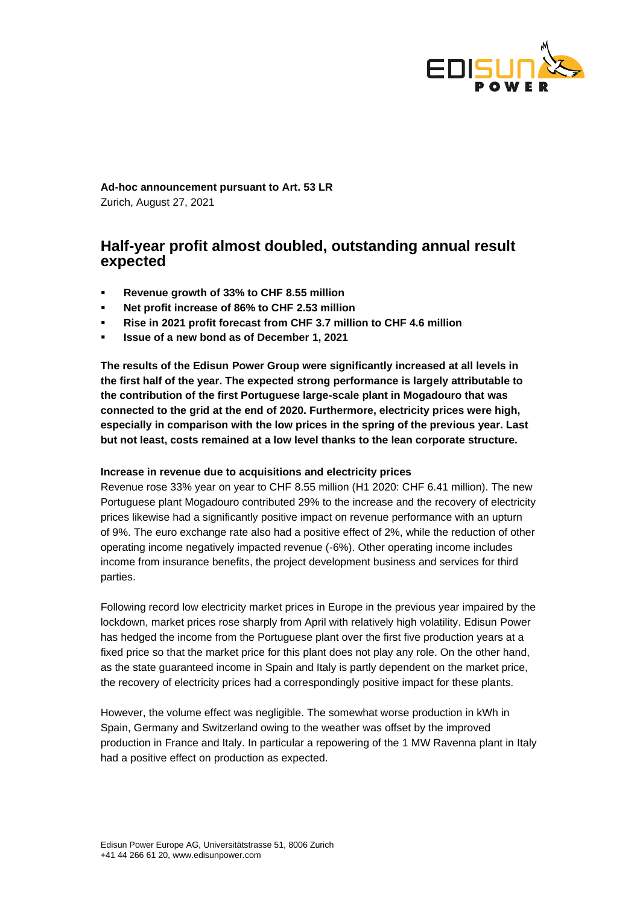**Ad-hoc announcement pursuant to Art. 53 LR**
Zurich, August 27, 2021

# Half-year profit almost doubled, outstanding annual result expected

- **Revenue growth of 33% to CHF 8.55 million**
- **Net profit increase of 86% to CHF 2.53 million**
- **Rise in 2021 profit forecast from CHF 3.7 million to CHF 4.6 million**
- **Issue of a new bond as of December 1, 2021**

**The results of the Edisun Power Group were significantly increased at all levels in the first half of the year. The expected strong performance is largely attributable to the contribution of the first Portuguese large-scale plant in Mogadouro that was connected to the grid at the end of 2020. Furthermore, electricity prices were high, especially in comparison with the low prices in the spring of the previous year. Last but not least, costs remained at a low level thanks to the lean corporate structure.**

### Increase in revenue due to acquisitions and electricity prices

Revenue rose 33% year on year to CHF 8.55 million (H1 2020: CHF 6.41 million). The new Portuguese plant Mogadouro contributed 29% to the increase and the recovery of electricity prices likewise had a significantly positive impact on revenue performance with an upturn of 9%. The euro exchange rate also had a positive effect of 2%, while the reduction of other operating income negatively impacted revenue (-6%). Other operating income includes income from insurance benefits, the project development business and services for third parties.

Following record low electricity market prices in Europe in the previous year impaired by the lockdown, market prices rose sharply from April with relatively high volatility. Edisun Power has hedged the income from the Portuguese plant over the first five production years at a fixed price so that the market price for this plant does not play any role. On the other hand, as the state guaranteed income in Spain and Italy is partly dependent on the market price, the recovery of electricity prices had a correspondingly positive impact for these plants.

However, the volume effect was negligible. The somewhat worse production in kWh in Spain, Germany and Switzerland owing to the weather was offset by the improved production in France and Italy. In particular a repowering of the 1 MW Ravenna plant in Italy had a positive effect on production as expected.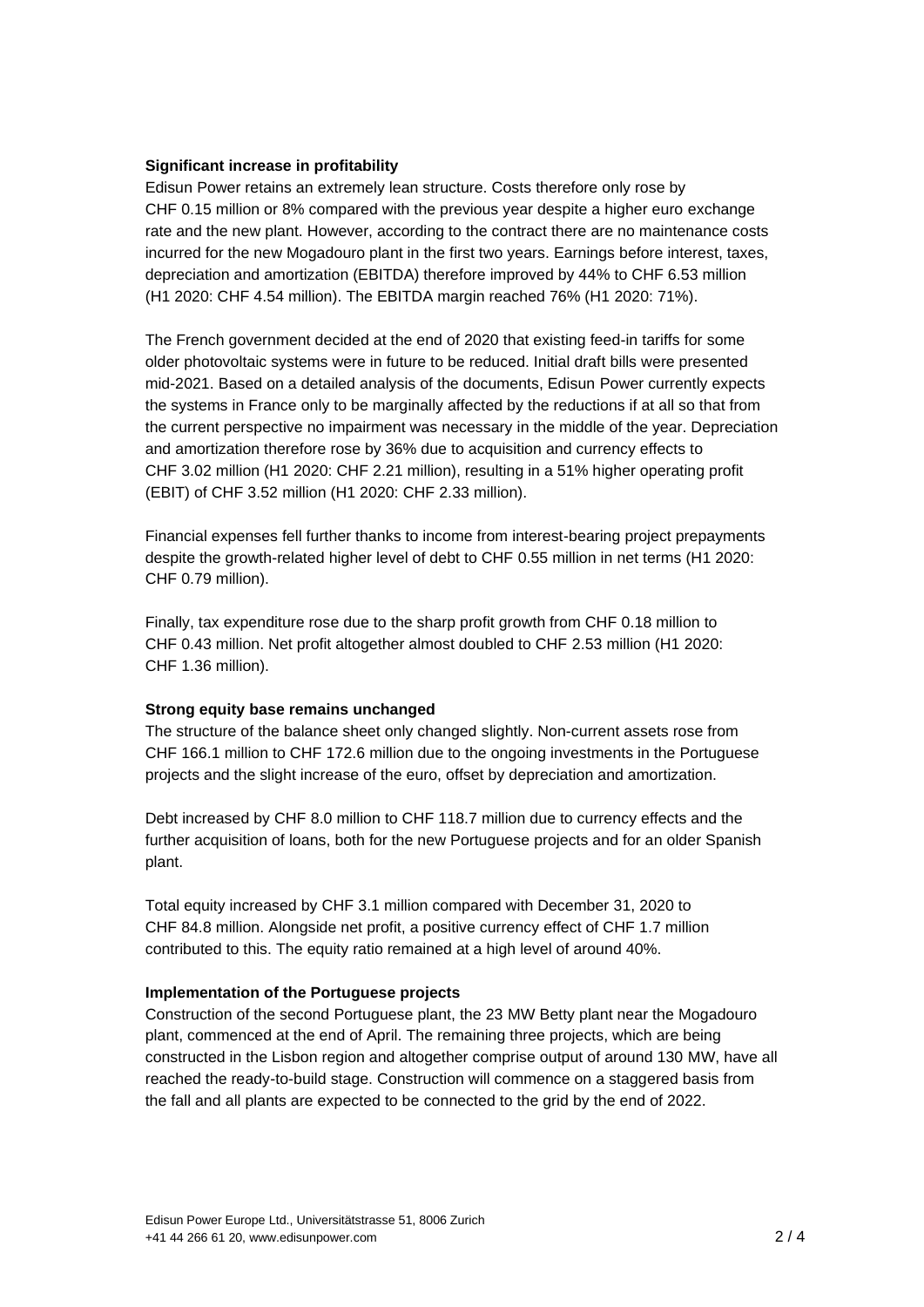**Significant increase in profitability**

Edisun Power retains an extremely lean structure. Costs therefore only rose by CHF 0.15 million or 8% compared with the previous year despite a higher euro exchange rate and the new plant. However, according to the contract there are no maintenance costs incurred for the new Mogadouro plant in the first two years. Earnings before interest, taxes, depreciation and amortization (EBITDA) therefore improved by 44% to CHF 6.53 million (H1 2020: CHF 4.54 million). The EBITDA margin reached 76% (H1 2020: 71%).

The French government decided at the end of 2020 that existing feed-in tariffs for some older photovoltaic systems were in future to be reduced. Initial draft bills were presented mid-2021. Based on a detailed analysis of the documents, Edisun Power currently expects the systems in France only to be marginally affected by the reductions if at all so that from the current perspective no impairment was necessary in the middle of the year. Depreciation and amortization therefore rose by 36% due to acquisition and currency effects to CHF 3.02 million (H1 2020: CHF 2.21 million), resulting in a 51% higher operating profit (EBIT) of CHF 3.52 million (H1 2020: CHF 2.33 million).

Financial expenses fell further thanks to income from interest-bearing project prepayments despite the growth-related higher level of debt to CHF 0.55 million in net terms (H1 2020: CHF 0.79 million).

Finally, tax expenditure rose due to the sharp profit growth from CHF 0.18 million to CHF 0.43 million. Net profit altogether almost doubled to CHF 2.53 million (H1 2020: CHF 1.36 million).

**Strong equity base remains unchanged**

The structure of the balance sheet only changed slightly. Non-current assets rose from CHF 166.1 million to CHF 172.6 million due to the ongoing investments in the Portuguese projects and the slight increase of the euro, offset by depreciation and amortization.

Debt increased by CHF 8.0 million to CHF 118.7 million due to currency effects and the further acquisition of loans, both for the new Portuguese projects and for an older Spanish plant.

Total equity increased by CHF 3.1 million compared with December 31, 2020 to CHF 84.8 million. Alongside net profit, a positive currency effect of CHF 1.7 million contributed to this. The equity ratio remained at a high level of around 40%.

**Implementation of the Portuguese projects**

Construction of the second Portuguese plant, the 23 MW Betty plant near the Mogadouro plant, commenced at the end of April. The remaining three projects, which are being constructed in the Lisbon region and altogether comprise output of around 130 MW, have all reached the ready-to-build stage. Construction will commence on a staggered basis from the fall and all plants are expected to be connected to the grid by the end of 2022.

Edisun Power Europe Ltd., Universitätstrasse 51, 8006 Zurich
+41 44 266 61 20, www.edisunpower.com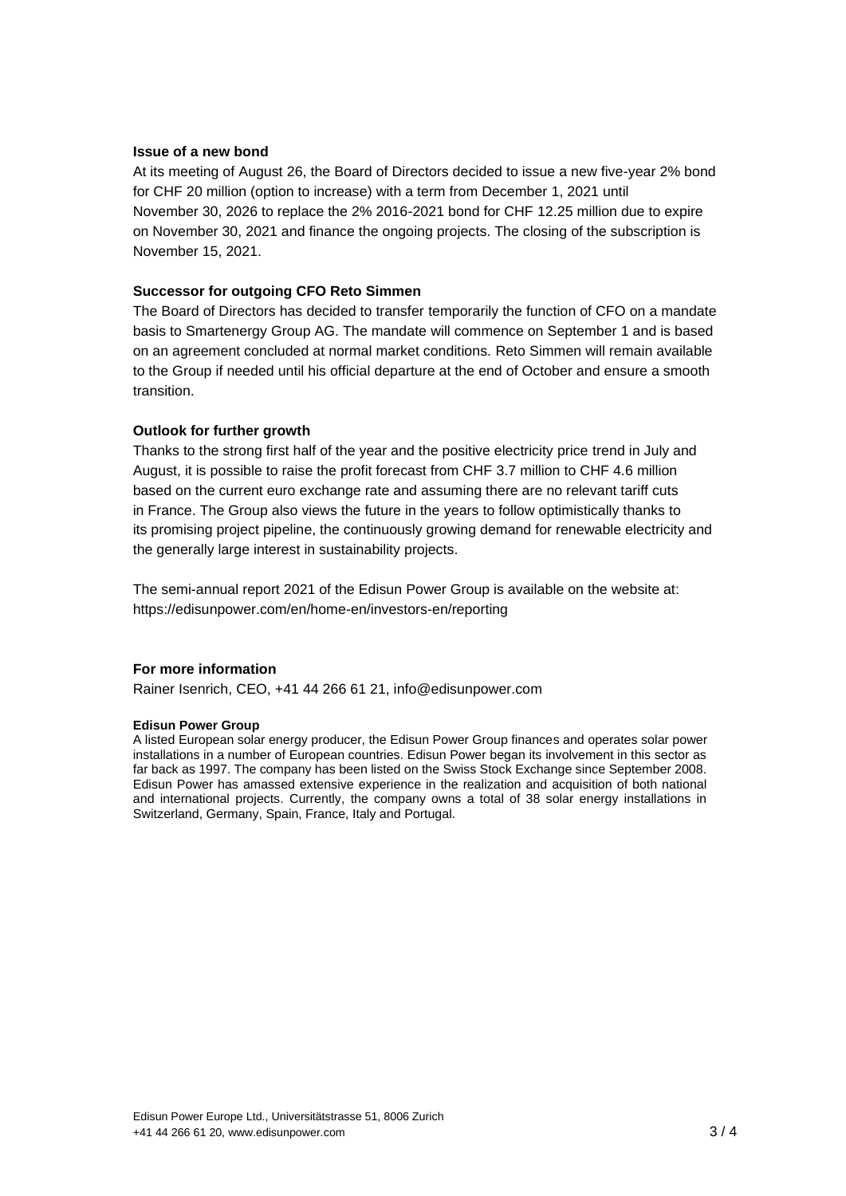### Issue of a new bond

At its meeting of August 26, the Board of Directors decided to issue a new five-year 2% bond for CHF 20 million (option to increase) with a term from December 1, 2021 until November 30, 2026 to replace the 2% 2016-2021 bond for CHF 12.25 million due to expire on November 30, 2021 and finance the ongoing projects. The closing of the subscription is November 15, 2021.

### Successor for outgoing CFO Reto Simmen

The Board of Directors has decided to transfer temporarily the function of CFO on a mandate basis to Smartenergy Group AG. The mandate will commence on September 1 and is based on an agreement concluded at normal market conditions. Reto Simmen will remain available to the Group if needed until his official departure at the end of October and ensure a smooth transition.

### Outlook for further growth

Thanks to the strong first half of the year and the positive electricity price trend in July and August, it is possible to raise the profit forecast from CHF 3.7 million to CHF 4.6 million based on the current euro exchange rate and assuming there are no relevant tariff cuts in France. The Group also views the future in the years to follow optimistically thanks to its promising project pipeline, the continuously growing demand for renewable electricity and the generally large interest in sustainability projects.

The semi-annual report 2021 of the Edisun Power Group is available on the website at: https://edisunpower.com/en/home-en/investors-en/reporting

### For more information

Rainer Isenrich, CEO, +41 44 266 61 21, info@edisunpower.com

**Edisun Power Group**

A listed European solar energy producer, the Edisun Power Group finances and operates solar power installations in a number of European countries. Edisun Power began its involvement in this sector as far back as 1997. The company has been listed on the Swiss Stock Exchange since September 2008. Edisun Power has amassed extensive experience in the realization and acquisition of both national and international projects. Currently, the company owns a total of 38 solar energy installations in Switzerland, Germany, Spain, France, Italy and Portugal.

Edisun Power Europe Ltd., Universitätstrasse 51, 8006 Zurich
+41 44 266 61 20, www.edisunpower.com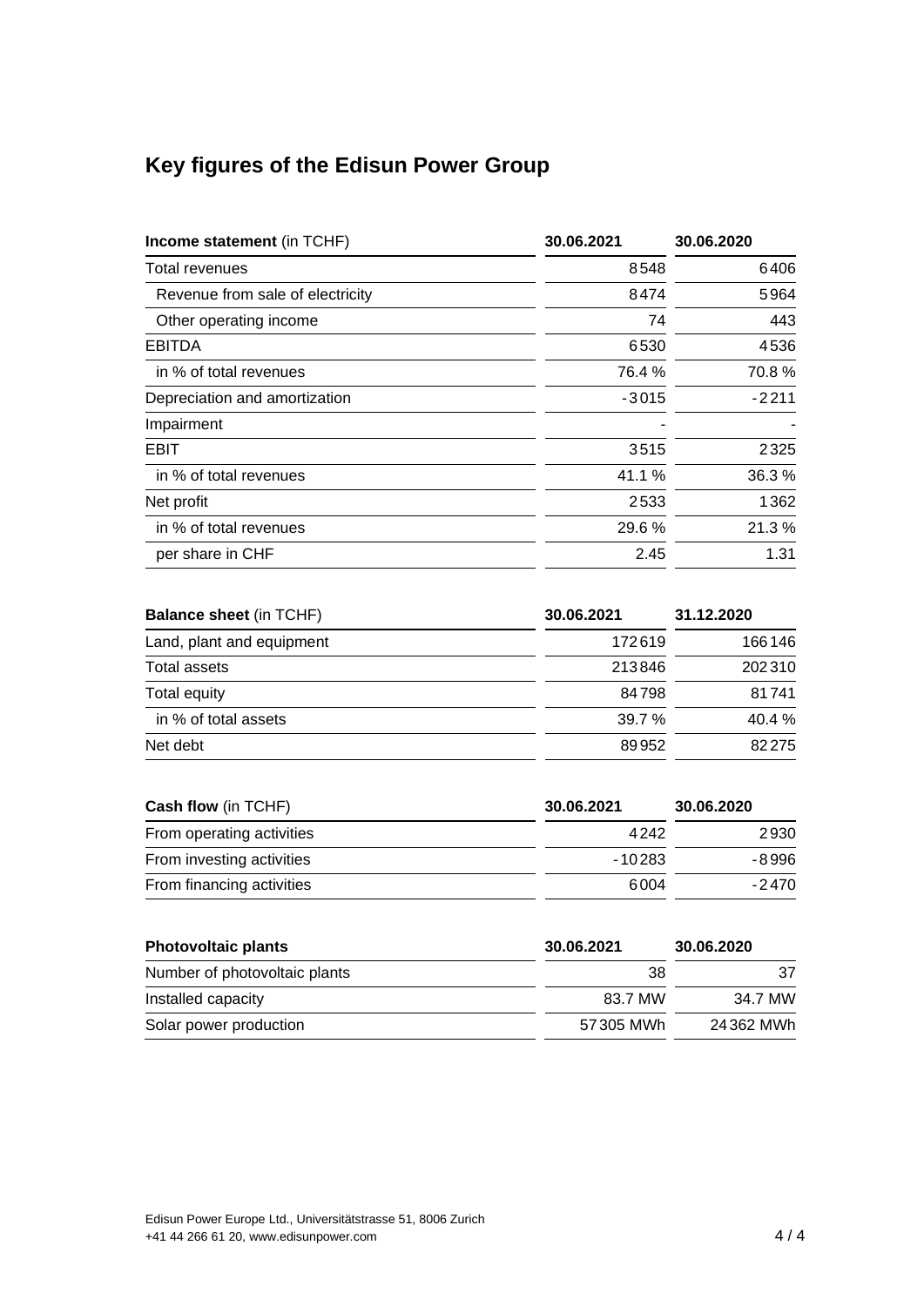# Key figures of the Edisun Power Group

| **Income statement** (in TCHF) | **30.06.2021** | **30.06.2020** |
|---|---|---|
| Total revenues | 8548 | 6406 |
| Revenue from sale of electricity | 8474 | 5964 |
| Other operating income | 74 | 443 |
| EBITDA | 6530 | 4536 |
| in % of total revenues | 76.4 % | 70.8 % |
| Depreciation and amortization | -3015 | -2211 |
| Impairment | - | - |
| EBIT | 3515 | 2325 |
| in % of total revenues | 41.1 % | 36.3 % |
| Net profit | 2533 | 1362 |
| in % of total revenues | 29.6 % | 21.3 % |
| per share in CHF | 2.45 | 1.31 |

| **Balance sheet** (in TCHF) | **30.06.2021** | **31.12.2020** |
|---|---|---|
| Land, plant and equipment | 172619 | 166146 |
| Total assets | 213846 | 202310 |
| Total equity | 84798 | 81741 |
| in % of total assets | 39.7 % | 40.4 % |
| Net debt | 89952 | 82275 |

| **Cash flow** (in TCHF) | **30.06.2021** | **30.06.2020** |
|---|---|---|
| From operating activities | 4242 | 2930 |
| From investing activities | -10283 | -8996 |
| From financing activities | 6004 | -2470 |

| **Photovoltaic plants** | **30.06.2021** | **30.06.2020** |
|---|---|---|
| Number of photovoltaic plants | 38 | 37 |
| Installed capacity | 83.7 MW | 34.7 MW |
| Solar power production | 57305 MWh | 24362 MWh |

Edisun Power Europe Ltd., Universitätstrasse 51, 8006 Zurich
+41 44 266 61 20, www.edisunpower.com